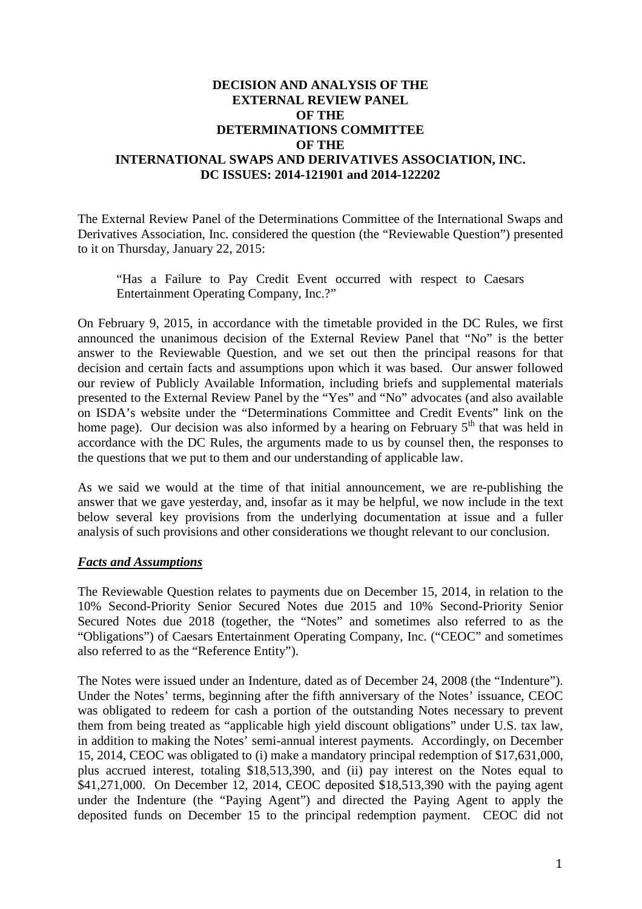**DECISION AND ANALYSIS OF THE
EXTERNAL REVIEW PANEL
OF THE
DETERMINATIONS COMMITTEE
OF THE
INTERNATIONAL SWAPS AND DERIVATIVES ASSOCIATION, INC.
DC ISSUES: 2014-121901 and 2014-122202**

The External Review Panel of the Determinations Committee of the International Swaps and Derivatives Association, Inc. considered the question (the "Reviewable Question") presented to it on Thursday, January 22, 2015:

> "Has a Failure to Pay Credit Event occurred with respect to Caesars Entertainment Operating Company, Inc.?"

On February 9, 2015, in accordance with the timetable provided in the DC Rules, we first announced the unanimous decision of the External Review Panel that "No" is the better answer to the Reviewable Question, and we set out then the principal reasons for that decision and certain facts and assumptions upon which it was based. Our answer followed our review of Publicly Available Information, including briefs and supplemental materials presented to the External Review Panel by the "Yes" and "No" advocates (and also available on ISDA's website under the "Determinations Committee and Credit Events" link on the home page). Our decision was also informed by a hearing on February 5th that was held in accordance with the DC Rules, the arguments made to us by counsel then, the responses to the questions that we put to them and our understanding of applicable law.

As we said we would at the time of that initial announcement, we are re-publishing the answer that we gave yesterday, and, insofar as it may be helpful, we now include in the text below several key provisions from the underlying documentation at issue and a fuller analysis of such provisions and other considerations we thought relevant to our conclusion.

***Facts and Assumptions***

The Reviewable Question relates to payments due on December 15, 2014, in relation to the 10% Second-Priority Senior Secured Notes due 2015 and 10% Second-Priority Senior Secured Notes due 2018 (together, the "Notes" and sometimes also referred to as the "Obligations") of Caesars Entertainment Operating Company, Inc. ("CEOC" and sometimes also referred to as the "Reference Entity").

The Notes were issued under an Indenture, dated as of December 24, 2008 (the "Indenture"). Under the Notes' terms, beginning after the fifth anniversary of the Notes' issuance, CEOC was obligated to redeem for cash a portion of the outstanding Notes necessary to prevent them from being treated as "applicable high yield discount obligations" under U.S. tax law, in addition to making the Notes' semi-annual interest payments. Accordingly, on December 15, 2014, CEOC was obligated to (i) make a mandatory principal redemption of $17,631,000, plus accrued interest, totaling $18,513,390, and (ii) pay interest on the Notes equal to $41,271,000. On December 12, 2014, CEOC deposited $18,513,390 with the paying agent under the Indenture (the "Paying Agent") and directed the Paying Agent to apply the deposited funds on December 15 to the principal redemption payment. CEOC did not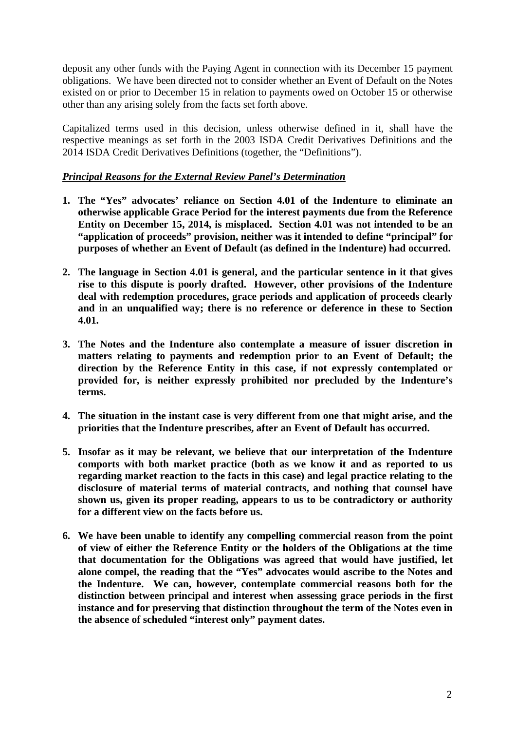deposit any other funds with the Paying Agent in connection with its December 15 payment obligations. We have been directed not to consider whether an Event of Default on the Notes existed on or prior to December 15 in relation to payments owed on October 15 or otherwise other than any arising solely from the facts set forth above.

Capitalized terms used in this decision, unless otherwise defined in it, shall have the respective meanings as set forth in the 2003 ISDA Credit Derivatives Definitions and the 2014 ISDA Credit Derivatives Definitions (together, the "Definitions").

***Principal Reasons for the External Review Panel's Determination***

1. **The "Yes" advocates' reliance on Section 4.01 of the Indenture to eliminate an otherwise applicable Grace Period for the interest payments due from the Reference Entity on December 15, 2014, is misplaced. Section 4.01 was not intended to be an "application of proceeds" provision, neither was it intended to define "principal" for purposes of whether an Event of Default (as defined in the Indenture) had occurred.**

2. **The language in Section 4.01 is general, and the particular sentence in it that gives rise to this dispute is poorly drafted. However, other provisions of the Indenture deal with redemption procedures, grace periods and application of proceeds clearly and in an unqualified way; there is no reference or deference in these to Section 4.01.**

3. **The Notes and the Indenture also contemplate a measure of issuer discretion in matters relating to payments and redemption prior to an Event of Default; the direction by the Reference Entity in this case, if not expressly contemplated or provided for, is neither expressly prohibited nor precluded by the Indenture's terms.**

4. **The situation in the instant case is very different from one that might arise, and the priorities that the Indenture prescribes, after an Event of Default has occurred.**

5. **Insofar as it may be relevant, we believe that our interpretation of the Indenture comports with both market practice (both as we know it and as reported to us regarding market reaction to the facts in this case) and legal practice relating to the disclosure of material terms of material contracts, and nothing that counsel have shown us, given its proper reading, appears to us to be contradictory or authority for a different view on the facts before us.**

6. **We have been unable to identify any compelling commercial reason from the point of view of either the Reference Entity or the holders of the Obligations at the time that documentation for the Obligations was agreed that would have justified, let alone compel, the reading that the "Yes" advocates would ascribe to the Notes and the Indenture. We can, however, contemplate commercial reasons both for the distinction between principal and interest when assessing grace periods in the first instance and for preserving that distinction throughout the term of the Notes even in the absence of scheduled "interest only" payment dates.**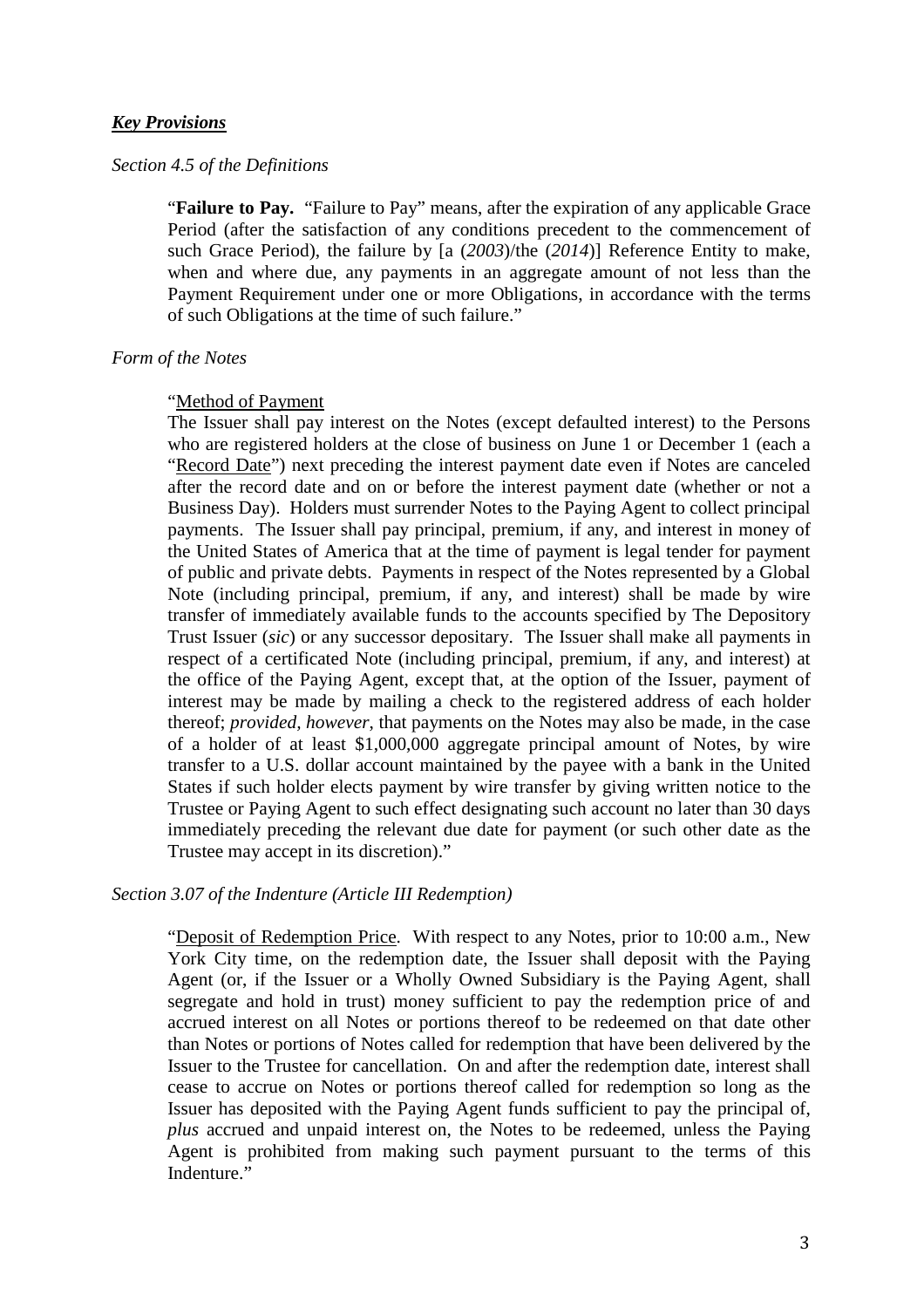***Key Provisions***

*Section 4.5 of the Definitions*

> "**Failure to Pay.** "Failure to Pay" means, after the expiration of any applicable Grace Period (after the satisfaction of any conditions precedent to the commencement of such Grace Period), the failure by [a (*2003*)/the (*2014*)] Reference Entity to make, when and where due, any payments in an aggregate amount of not less than the Payment Requirement under one or more Obligations, in accordance with the terms of such Obligations at the time of such failure."

*Form of the Notes*

> "<u>Method of Payment</u>
> The Issuer shall pay interest on the Notes (except defaulted interest) to the Persons who are registered holders at the close of business on June 1 or December 1 (each a "<u>Record Date</u>") next preceding the interest payment date even if Notes are canceled after the record date and on or before the interest payment date (whether or not a Business Day). Holders must surrender Notes to the Paying Agent to collect principal payments. The Issuer shall pay principal, premium, if any, and interest in money of the United States of America that at the time of payment is legal tender for payment of public and private debts. Payments in respect of the Notes represented by a Global Note (including principal, premium, if any, and interest) shall be made by wire transfer of immediately available funds to the accounts specified by The Depository Trust Issuer (*sic*) or any successor depositary. The Issuer shall make all payments in respect of a certificated Note (including principal, premium, if any, and interest) at the office of the Paying Agent, except that, at the option of the Issuer, payment of interest may be made by mailing a check to the registered address of each holder thereof; *provided, however*, that payments on the Notes may also be made, in the case of a holder of at least $1,000,000 aggregate principal amount of Notes, by wire transfer to a U.S. dollar account maintained by the payee with a bank in the United States if such holder elects payment by wire transfer by giving written notice to the Trustee or Paying Agent to such effect designating such account no later than 30 days immediately preceding the relevant due date for payment (or such other date as the Trustee may accept in its discretion)."

*Section 3.07 of the Indenture (Article III Redemption)*

> "<u>Deposit of Redemption Price</u>. With respect to any Notes, prior to 10:00 a.m., New York City time, on the redemption date, the Issuer shall deposit with the Paying Agent (or, if the Issuer or a Wholly Owned Subsidiary is the Paying Agent, shall segregate and hold in trust) money sufficient to pay the redemption price of and accrued interest on all Notes or portions thereof to be redeemed on that date other than Notes or portions of Notes called for redemption that have been delivered by the Issuer to the Trustee for cancellation. On and after the redemption date, interest shall cease to accrue on Notes or portions thereof called for redemption so long as the Issuer has deposited with the Paying Agent funds sufficient to pay the principal of, *plus* accrued and unpaid interest on, the Notes to be redeemed, unless the Paying Agent is prohibited from making such payment pursuant to the terms of this Indenture."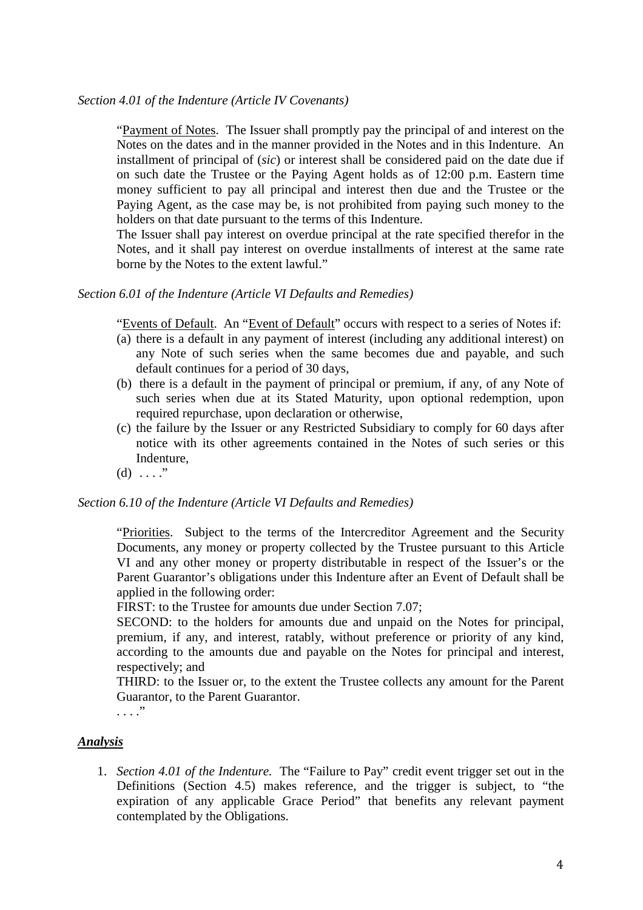*Section 4.01 of the Indenture (Article IV Covenants)*

> "Payment of Notes. The Issuer shall promptly pay the principal of and interest on the Notes on the dates and in the manner provided in the Notes and in this Indenture. An installment of principal of (*sic*) or interest shall be considered paid on the date due if on such date the Trustee or the Paying Agent holds as of 12:00 p.m. Eastern time money sufficient to pay all principal and interest then due and the Trustee or the Paying Agent, as the case may be, is not prohibited from paying such money to the holders on that date pursuant to the terms of this Indenture.
>
> The Issuer shall pay interest on overdue principal at the rate specified therefor in the Notes, and it shall pay interest on overdue installments of interest at the same rate borne by the Notes to the extent lawful."

*Section 6.01 of the Indenture (Article VI Defaults and Remedies)*

> "Events of Default. An "Event of Default" occurs with respect to a series of Notes if:
>
> (a) there is a default in any payment of interest (including any additional interest) on any Note of such series when the same becomes due and payable, and such default continues for a period of 30 days,
>
> (b) there is a default in the payment of principal or premium, if any, of any Note of such series when due at its Stated Maturity, upon optional redemption, upon required repurchase, upon declaration or otherwise,
>
> (c) the failure by the Issuer or any Restricted Subsidiary to comply for 60 days after notice with its other agreements contained in the Notes of such series or this Indenture,
>
> (d) . . . ."

*Section 6.10 of the Indenture (Article VI Defaults and Remedies)*

> "Priorities. Subject to the terms of the Intercreditor Agreement and the Security Documents, any money or property collected by the Trustee pursuant to this Article VI and any other money or property distributable in respect of the Issuer's or the Parent Guarantor's obligations under this Indenture after an Event of Default shall be applied in the following order:
>
> FIRST: to the Trustee for amounts due under Section 7.07;
>
> SECOND: to the holders for amounts due and unpaid on the Notes for principal, premium, if any, and interest, ratably, without preference or priority of any kind, according to the amounts due and payable on the Notes for principal and interest, respectively; and
>
> THIRD: to the Issuer or, to the extent the Trustee collects any amount for the Parent Guarantor, to the Parent Guarantor.
>
> . . . ."

***Analysis***

1. *Section 4.01 of the Indenture.* The "Failure to Pay" credit event trigger set out in the Definitions (Section 4.5) makes reference, and the trigger is subject, to "the expiration of any applicable Grace Period" that benefits any relevant payment contemplated by the Obligations.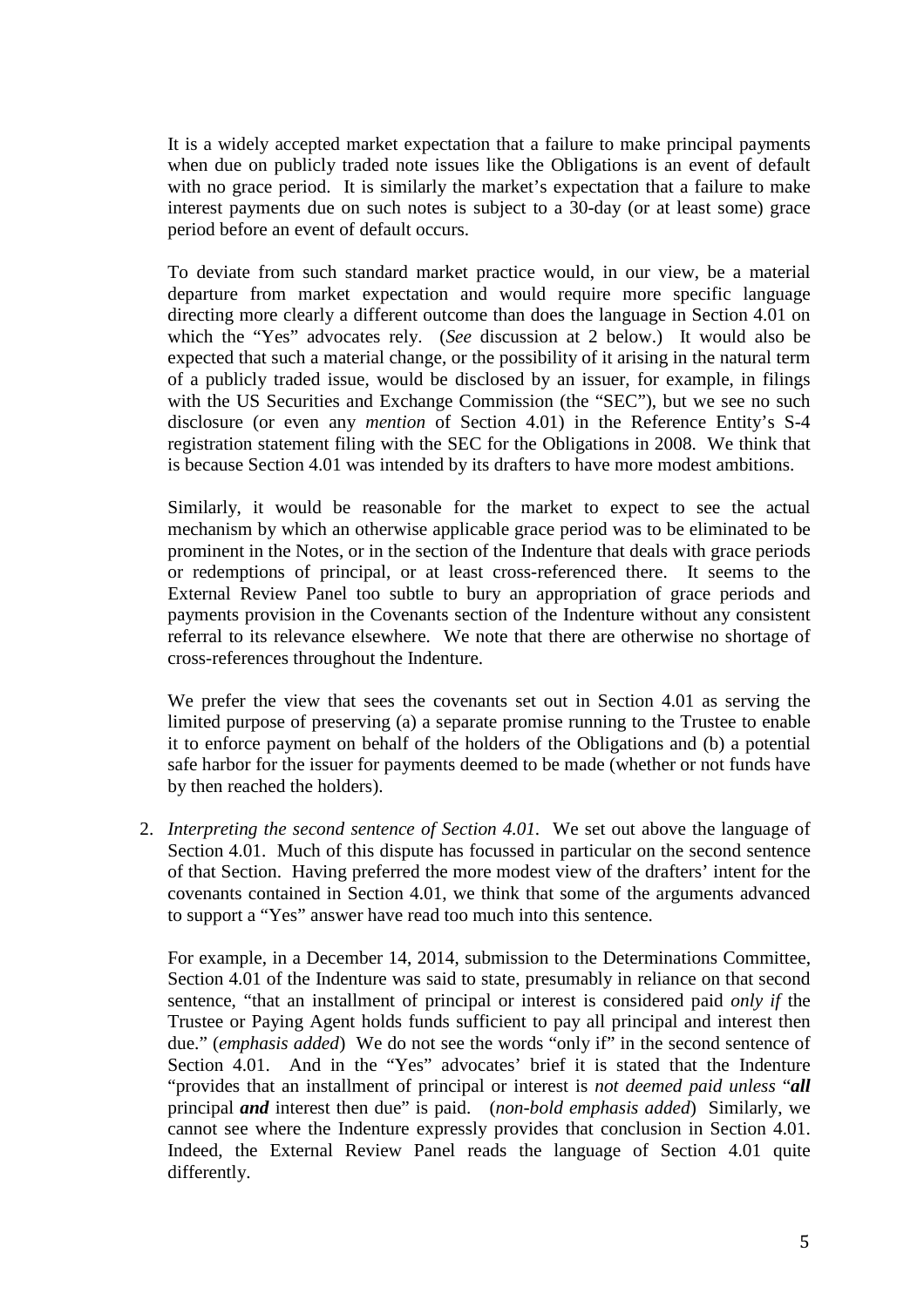It is a widely accepted market expectation that a failure to make principal payments when due on publicly traded note issues like the Obligations is an event of default with no grace period. It is similarly the market's expectation that a failure to make interest payments due on such notes is subject to a 30-day (or at least some) grace period before an event of default occurs.

To deviate from such standard market practice would, in our view, be a material departure from market expectation and would require more specific language directing more clearly a different outcome than does the language in Section 4.01 on which the "Yes" advocates rely. (*See* discussion at 2 below.) It would also be expected that such a material change, or the possibility of it arising in the natural term of a publicly traded issue, would be disclosed by an issuer, for example, in filings with the US Securities and Exchange Commission (the "SEC"), but we see no such disclosure (or even any *mention* of Section 4.01) in the Reference Entity's S-4 registration statement filing with the SEC for the Obligations in 2008. We think that is because Section 4.01 was intended by its drafters to have more modest ambitions.

Similarly, it would be reasonable for the market to expect to see the actual mechanism by which an otherwise applicable grace period was to be eliminated to be prominent in the Notes, or in the section of the Indenture that deals with grace periods or redemptions of principal, or at least cross-referenced there. It seems to the External Review Panel too subtle to bury an appropriation of grace periods and payments provision in the Covenants section of the Indenture without any consistent referral to its relevance elsewhere. We note that there are otherwise no shortage of cross-references throughout the Indenture.

We prefer the view that sees the covenants set out in Section 4.01 as serving the limited purpose of preserving (a) a separate promise running to the Trustee to enable it to enforce payment on behalf of the holders of the Obligations and (b) a potential safe harbor for the issuer for payments deemed to be made (whether or not funds have by then reached the holders).

2. *Interpreting the second sentence of Section 4.01.* We set out above the language of Section 4.01. Much of this dispute has focussed in particular on the second sentence of that Section. Having preferred the more modest view of the drafters' intent for the covenants contained in Section 4.01, we think that some of the arguments advanced to support a "Yes" answer have read too much into this sentence.

   For example, in a December 14, 2014, submission to the Determinations Committee, Section 4.01 of the Indenture was said to state, presumably in reliance on that second sentence, "that an installment of principal or interest is considered paid *only if* the Trustee or Paying Agent holds funds sufficient to pay all principal and interest then due." (*emphasis added*) We do not see the words "only if" in the second sentence of Section 4.01. And in the "Yes" advocates' brief it is stated that the Indenture "provides that an installment of principal or interest is *not deemed paid unless* "***all*** principal ***and*** interest then due" is paid. (*non-bold emphasis added*) Similarly, we cannot see where the Indenture expressly provides that conclusion in Section 4.01. Indeed, the External Review Panel reads the language of Section 4.01 quite differently.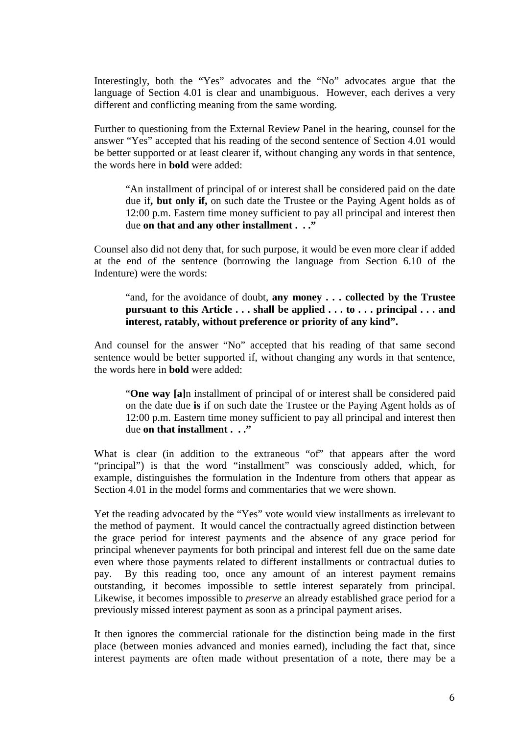Interestingly, both the "Yes" advocates and the "No" advocates argue that the language of Section 4.01 is clear and unambiguous. However, each derives a very different and conflicting meaning from the same wording.

Further to questioning from the External Review Panel in the hearing, counsel for the answer "Yes" accepted that his reading of the second sentence of Section 4.01 would be better supported or at least clearer if, without changing any words in that sentence, the words here in **bold** were added:

> "An installment of principal of or interest shall be considered paid on the date due if**, but only if,** on such date the Trustee or the Paying Agent holds as of 12:00 p.m. Eastern time money sufficient to pay all principal and interest then due **on that and any other installment . . ."**

Counsel also did not deny that, for such purpose, it would be even more clear if added at the end of the sentence (borrowing the language from Section 6.10 of the Indenture) were the words:

> "and, for the avoidance of doubt, **any money . . . collected by the Trustee pursuant to this Article . . . shall be applied . . . to . . . principal . . . and interest, ratably, without preference or priority of any kind".**

And counsel for the answer "No" accepted that his reading of that same second sentence would be better supported if, without changing any words in that sentence, the words here in **bold** were added:

> "**One way [a]**n installment of principal of or interest shall be considered paid on the date due **is** if on such date the Trustee or the Paying Agent holds as of 12:00 p.m. Eastern time money sufficient to pay all principal and interest then due **on that installment . . ."**

What is clear (in addition to the extraneous "of" that appears after the word "principal") is that the word "installment" was consciously added, which, for example, distinguishes the formulation in the Indenture from others that appear as Section 4.01 in the model forms and commentaries that we were shown.

Yet the reading advocated by the "Yes" vote would view installments as irrelevant to the method of payment. It would cancel the contractually agreed distinction between the grace period for interest payments and the absence of any grace period for principal whenever payments for both principal and interest fell due on the same date even where those payments related to different installments or contractual duties to pay. By this reading too, once any amount of an interest payment remains outstanding, it becomes impossible to settle interest separately from principal. Likewise, it becomes impossible to *preserve* an already established grace period for a previously missed interest payment as soon as a principal payment arises.

It then ignores the commercial rationale for the distinction being made in the first place (between monies advanced and monies earned), including the fact that, since interest payments are often made without presentation of a note, there may be a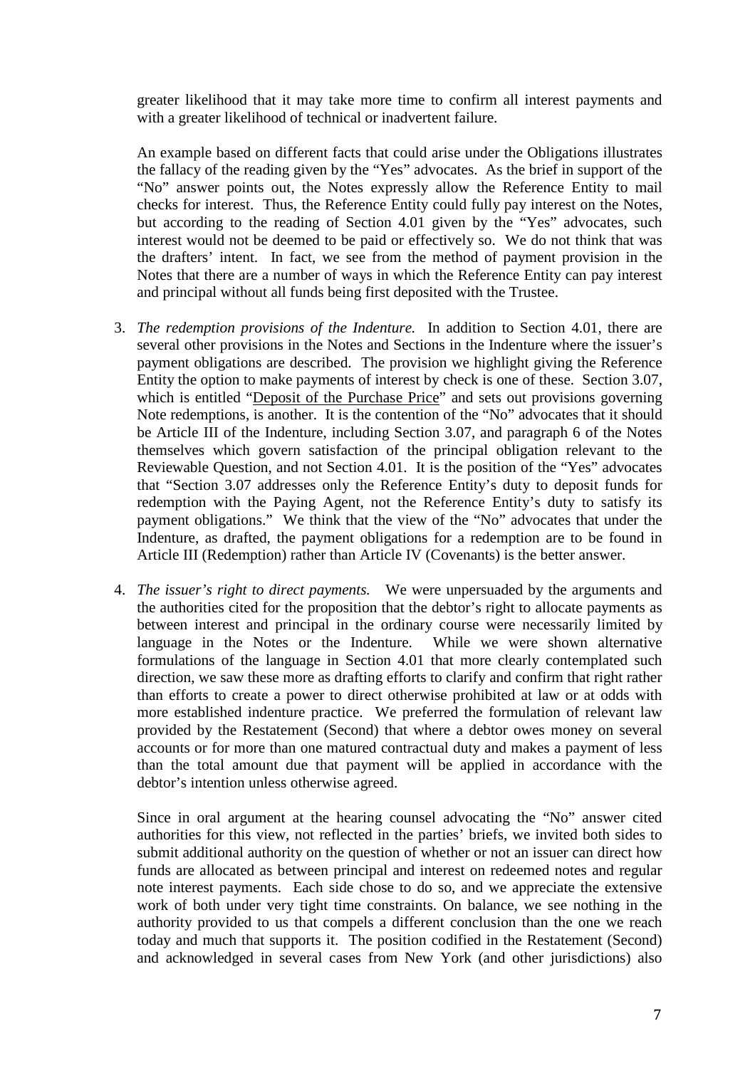greater likelihood that it may take more time to confirm all interest payments and with a greater likelihood of technical or inadvertent failure.

An example based on different facts that could arise under the Obligations illustrates the fallacy of the reading given by the "Yes" advocates. As the brief in support of the "No" answer points out, the Notes expressly allow the Reference Entity to mail checks for interest. Thus, the Reference Entity could fully pay interest on the Notes, but according to the reading of Section 4.01 given by the "Yes" advocates, such interest would not be deemed to be paid or effectively so. We do not think that was the drafters' intent. In fact, we see from the method of payment provision in the Notes that there are a number of ways in which the Reference Entity can pay interest and principal without all funds being first deposited with the Trustee.

3. *The redemption provisions of the Indenture.* In addition to Section 4.01, there are several other provisions in the Notes and Sections in the Indenture where the issuer's payment obligations are described. The provision we highlight giving the Reference Entity the option to make payments of interest by check is one of these. Section 3.07, which is entitled "Deposit of the Purchase Price" and sets out provisions governing Note redemptions, is another. It is the contention of the "No" advocates that it should be Article III of the Indenture, including Section 3.07, and paragraph 6 of the Notes themselves which govern satisfaction of the principal obligation relevant to the Reviewable Question, and not Section 4.01. It is the position of the "Yes" advocates that "Section 3.07 addresses only the Reference Entity's duty to deposit funds for redemption with the Paying Agent, not the Reference Entity's duty to satisfy its payment obligations." We think that the view of the "No" advocates that under the Indenture, as drafted, the payment obligations for a redemption are to be found in Article III (Redemption) rather than Article IV (Covenants) is the better answer.

4. *The issuer's right to direct payments.* We were unpersuaded by the arguments and the authorities cited for the proposition that the debtor's right to allocate payments as between interest and principal in the ordinary course were necessarily limited by language in the Notes or the Indenture. While we were shown alternative formulations of the language in Section 4.01 that more clearly contemplated such direction, we saw these more as drafting efforts to clarify and confirm that right rather than efforts to create a power to direct otherwise prohibited at law or at odds with more established indenture practice. We preferred the formulation of relevant law provided by the Restatement (Second) that where a debtor owes money on several accounts or for more than one matured contractual duty and makes a payment of less than the total amount due that payment will be applied in accordance with the debtor's intention unless otherwise agreed.

   Since in oral argument at the hearing counsel advocating the "No" answer cited authorities for this view, not reflected in the parties' briefs, we invited both sides to submit additional authority on the question of whether or not an issuer can direct how funds are allocated as between principal and interest on redeemed notes and regular note interest payments. Each side chose to do so, and we appreciate the extensive work of both under very tight time constraints. On balance, we see nothing in the authority provided to us that compels a different conclusion than the one we reach today and much that supports it. The position codified in the Restatement (Second) and acknowledged in several cases from New York (and other jurisdictions) also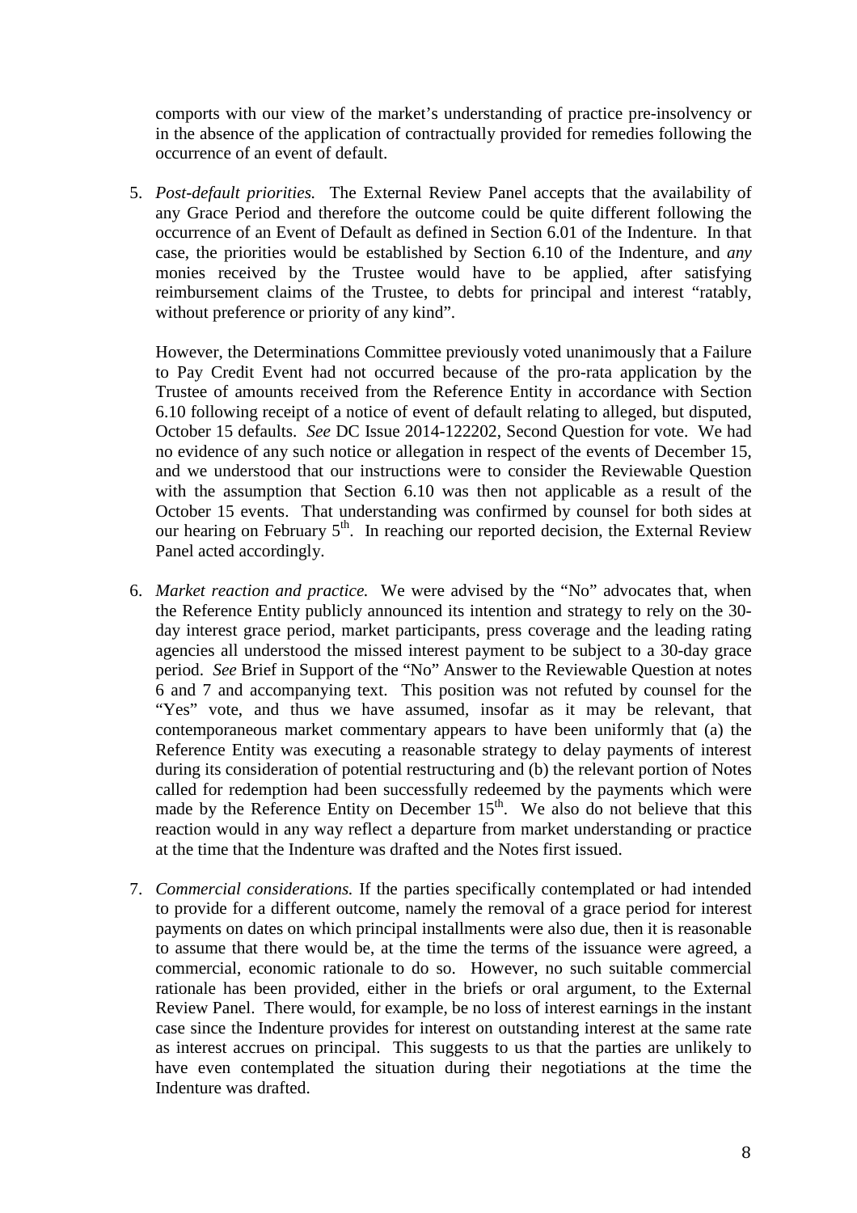comports with our view of the market's understanding of practice pre-insolvency or in the absence of the application of contractually provided for remedies following the occurrence of an event of default.

5. *Post-default priorities.* The External Review Panel accepts that the availability of any Grace Period and therefore the outcome could be quite different following the occurrence of an Event of Default as defined in Section 6.01 of the Indenture. In that case, the priorities would be established by Section 6.10 of the Indenture, and *any* monies received by the Trustee would have to be applied, after satisfying reimbursement claims of the Trustee, to debts for principal and interest "ratably, without preference or priority of any kind".

   However, the Determinations Committee previously voted unanimously that a Failure to Pay Credit Event had not occurred because of the pro-rata application by the Trustee of amounts received from the Reference Entity in accordance with Section 6.10 following receipt of a notice of event of default relating to alleged, but disputed, October 15 defaults. *See* DC Issue 2014-122202, Second Question for vote. We had no evidence of any such notice or allegation in respect of the events of December 15, and we understood that our instructions were to consider the Reviewable Question with the assumption that Section 6.10 was then not applicable as a result of the October 15 events. That understanding was confirmed by counsel for both sides at our hearing on February 5th. In reaching our reported decision, the External Review Panel acted accordingly.

6. *Market reaction and practice.* We were advised by the "No" advocates that, when the Reference Entity publicly announced its intention and strategy to rely on the 30-day interest grace period, market participants, press coverage and the leading rating agencies all understood the missed interest payment to be subject to a 30-day grace period. *See* Brief in Support of the "No" Answer to the Reviewable Question at notes 6 and 7 and accompanying text. This position was not refuted by counsel for the "Yes" vote, and thus we have assumed, insofar as it may be relevant, that contemporaneous market commentary appears to have been uniformly that (a) the Reference Entity was executing a reasonable strategy to delay payments of interest during its consideration of potential restructuring and (b) the relevant portion of Notes called for redemption had been successfully redeemed by the payments which were made by the Reference Entity on December 15th. We also do not believe that this reaction would in any way reflect a departure from market understanding or practice at the time that the Indenture was drafted and the Notes first issued.

7. *Commercial considerations.* If the parties specifically contemplated or had intended to provide for a different outcome, namely the removal of a grace period for interest payments on dates on which principal installments were also due, then it is reasonable to assume that there would be, at the time the terms of the issuance were agreed, a commercial, economic rationale to do so. However, no such suitable commercial rationale has been provided, either in the briefs or oral argument, to the External Review Panel. There would, for example, be no loss of interest earnings in the instant case since the Indenture provides for interest on outstanding interest at the same rate as interest accrues on principal. This suggests to us that the parties are unlikely to have even contemplated the situation during their negotiations at the time the Indenture was drafted.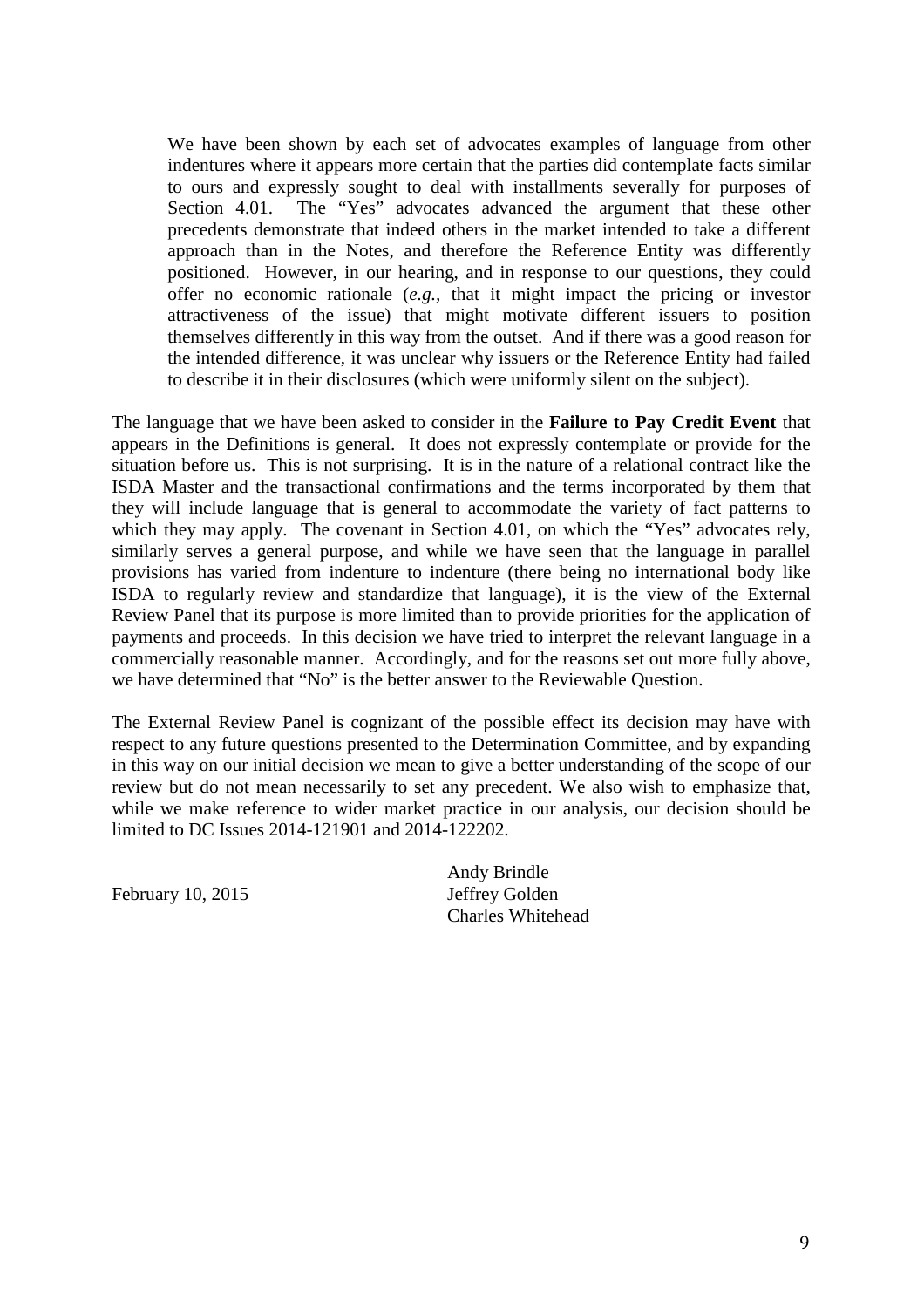> We have been shown by each set of advocates examples of language from other indentures where it appears more certain that the parties did contemplate facts similar to ours and expressly sought to deal with installments severally for purposes of Section 4.01. The "Yes" advocates advanced the argument that these other precedents demonstrate that indeed others in the market intended to take a different approach than in the Notes, and therefore the Reference Entity was differently positioned. However, in our hearing, and in response to our questions, they could offer no economic rationale (*e.g.*, that it might impact the pricing or investor attractiveness of the issue) that might motivate different issuers to position themselves differently in this way from the outset. And if there was a good reason for the intended difference, it was unclear why issuers or the Reference Entity had failed to describe it in their disclosures (which were uniformly silent on the subject).

The language that we have been asked to consider in the **Failure to Pay Credit Event** that appears in the Definitions is general. It does not expressly contemplate or provide for the situation before us. This is not surprising. It is in the nature of a relational contract like the ISDA Master and the transactional confirmations and the terms incorporated by them that they will include language that is general to accommodate the variety of fact patterns to which they may apply. The covenant in Section 4.01, on which the "Yes" advocates rely, similarly serves a general purpose, and while we have seen that the language in parallel provisions has varied from indenture to indenture (there being no international body like ISDA to regularly review and standardize that language), it is the view of the External Review Panel that its purpose is more limited than to provide priorities for the application of payments and proceeds. In this decision we have tried to interpret the relevant language in a commercially reasonable manner. Accordingly, and for the reasons set out more fully above, we have determined that "No" is the better answer to the Reviewable Question.

The External Review Panel is cognizant of the possible effect its decision may have with respect to any future questions presented to the Determination Committee, and by expanding in this way on our initial decision we mean to give a better understanding of the scope of our review but do not mean necessarily to set any precedent. We also wish to emphasize that, while we make reference to wider market practice in our analysis, our decision should be limited to DC Issues 2014-121901 and 2014-122202.

February 10, 2015

Andy Brindle
Jeffrey Golden
Charles Whitehead